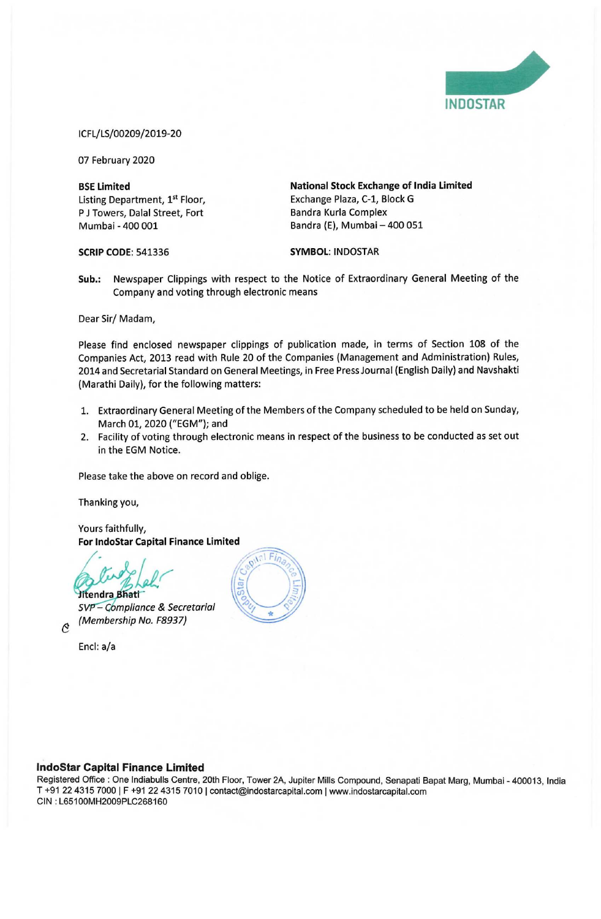INDOSTAR

ICFL/LS/00209/2019-20

07 February 2020

**BSE Limited**
Listing Department, 1st Floor,
P J Towers, Dalal Street, Fort
Mumbai - 400 001

**SCRIP CODE**: 541336

**National Stock Exchange of India Limited**
Exchange Plaza, C-1, Block G
Bandra Kurla Complex
Bandra (E), Mumbai – 400 051

**SYMBOL**: INDOSTAR

**Sub.:** Newspaper Clippings with respect to the Notice of Extraordinary General Meeting of the Company and voting through electronic means

Dear Sir/ Madam,

Please find enclosed newspaper clippings of publication made, in terms of Section 108 of the Companies Act, 2013 read with Rule 20 of the Companies (Management and Administration) Rules, 2014 and Secretarial Standard on General Meetings, in Free Press Journal (English Daily) and Navshakti (Marathi Daily), for the following matters:

1. Extraordinary General Meeting of the Members of the Company scheduled to be held on Sunday, March 01, 2020 ("EGM"); and
2. Facility of voting through electronic means in respect of the business to be conducted as set out in the EGM Notice.

Please take the above on record and oblige.

Thanking you,

Yours faithfully,
**For IndoStar Capital Finance Limited**

Jitendra Bhati
*SVP – Compliance & Secretarial*
*(Membership No. F8937)*

Encl: a/a

**IndoStar Capital Finance Limited**
Registered Office : One Indiabulls Centre, 20th Floor, Tower 2A, Jupiter Mills Compound, Senapati Bapat Marg, Mumbai - 400013, India
T +91 22 4315 7000 | F +91 22 4315 7010 | contact@indostarcapital.com | www.indostarcapital.com
CIN : L65100MH2009PLC268160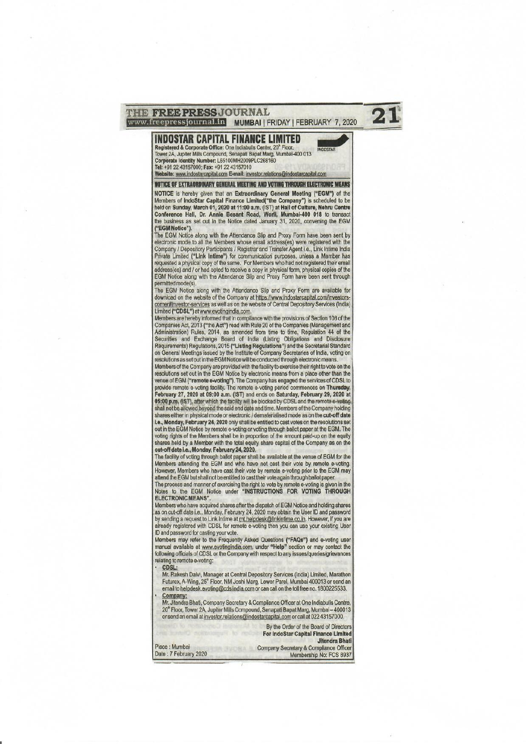# INDOSTAR CAPITAL FINANCE LIMITED

**Registered & Corporate Office:** One Indiabulls Center, 20th Floor, Tower 2A, Jupiter Mills Compound, Senapati Bapat Marg, Mumbai-400 013
**Corporate Identity Number:** L65100MH2009PLC268160
**Tel:** +91 22 43157000; **Fax:** +91 22 43157010
**Website:** www.indostarcapital.com **E-mail:** investor.relations@indostarcapital.com

## NOTICE OF EXTRAORDINARY GENERAL MEETING AND VOTING THROUGH ELECTRONIC MEANS

**NOTICE** is hereby given that an **Extraordinary General Meeting ("EGM")** of the Members of **IndoStar Capital Finance Limited("the Company")** is scheduled to be held on **Sunday, March 01, 2020 at 11:00 a.m.** (IST) at **Hall of Culture, Nehru Centre Conference Hall, Dr. Annie Besant Road, Worli, Mumbai-400 018** to transact the business as set out in the Notice dated January 31, 2020, convening the EGM **("EGM Notice")**.

The EGM Notice along with the Attendance Slip and Proxy Form have been sent by electronic mode to all the Members whose email address(es) were registered with the Company / Depository Participants / Registrar and Transfer Agent i.e., Link Intime India Private Limited **("Link Intime")** for communication purposes, unless a Member has requested a physical copy of the same. For Members who had not registered their email address(es) and / or had opted to receive a copy in physical form, physical copies of the EGM Notice along with the Attendance Slip and Proxy Form have been sent through permitted mode(s).

The EGM Notice along with the Attendance Slip and Proxy Form are available for download on the website of the Company at https://www.indostarcapital.com/investors-corner#investor-services as well as on the website of Central Depository Services (India) Limited **("CDSL")** at www.evotingindia.com.

Members are hereby informed that in compliance with the provisions of Section 108 of the Companies Act, 2013 **("the Act")** read with Rule 20 of the Companies (Management and Administration) Rules, 2014, as amended from time to time, Regulation 44 of the Securities and Exchange Board of India (Listing Obligations and Disclosure Requirements) Regulations, 2015 **("Listing Regulations")** and the Secretarial Standard on General Meetings issued by the Institute of Company Secretaries of India, voting on resolutions as set out in the EGM Notice will be conducted through electronic means.

Members of the Company are provided with the facility to exercise their right to vote on the resolutions set out in the EGM Notice by electronic means from a place other than the venue of EGM **("remote e-voting")**. The Company has engaged the services of CDSL to provide remote e-voting facility. The remote e-voting period commences on **Thursday, February 27, 2020 at 09:00 a.m. (IST)** and ends on **Saturday, February 29, 2020 at 05:00 p.m. (IST)**, after which the facility will be blocked by CDSL and the remote e-voting shall not be allowed beyond the said end date and time. Members of the Company holding shares either in physical mode or electronic / dematerialised mode as on the **cut-off date i.e., Monday, February 24, 2020** only shall be entitled to cast votes on the resolutions set out in the EGM Notice by remote e-voting or voting through ballot paper at the EGM. The voting rights of the Members shall be in proportion of the amount paid-up on the equity shares held by a Member with the total equity share capital of the Company as on the **cut-off date i.e., Monday, February 24, 2020.**

The facility of voting through ballot paper shall be available at the venue of EGM for the Members attending the EGM and who have not cast their vote by remote e-voting. However, Members who have cast their vote by remote e-voting prior to the EGM may attend the EGM but shall not be entitled to cast their vote again through ballot paper.

The process and manner of exercising the right to vote by remote e-voting is given in the Notes to the EGM Notice under **"INSTRUCTIONS FOR VOTING THROUGH ELECTRONIC MEANS".**

Members who have acquired shares after the dispatch of EGM Notice and holding shares as on cut-off date i.e., Monday, February 24, 2020 may obtain the User ID and password by sending a request to Link Intime at rnt.helpdesk@linkintime.co.in. However, if you are already registered with CDSL for remote e-voting then you can use your existing User ID and password for casting your vote.

Members may refer to the Frequently Asked Questions **("FAQs")** and e-voting user manual available at www.evotingindia.com, under **"Help"** section or may contact the following officials of CDSL or the Company with respect to any issues/queries/grievances relating to remote e-voting:

- **CDSL:**
  Mr. Rakesh Dalvi, Manager at Central Depository Services (India) Limited, Marathon Futurex, A-Wing, 25th Floor, NM Joshi Marg, Lower Parel, Mumbai 400013 or send an email to helpdesk.evoting@cdslindia.com or can call on the toll free no. 1800225533.
- **Company:**
  Mr. Jitendra Bhati, Company Secretary & Compliance Officer at One Indiabulls Centre, 20th Floor, Tower 2A, Jupiter Mills Compound, Senapati Bapat Marg, Mumbai – 400013 or send an email at investor.relations@indostarcapital.com or call at 022 43157000.

By the Order of the Board of Directors
**For IndoStar Capital Finance Limited**
**Jitendra Bhati**
Company Secretary & Compliance Officer
Membership No: FCS 8937

Place : Mumbai
Date : 7 February 2020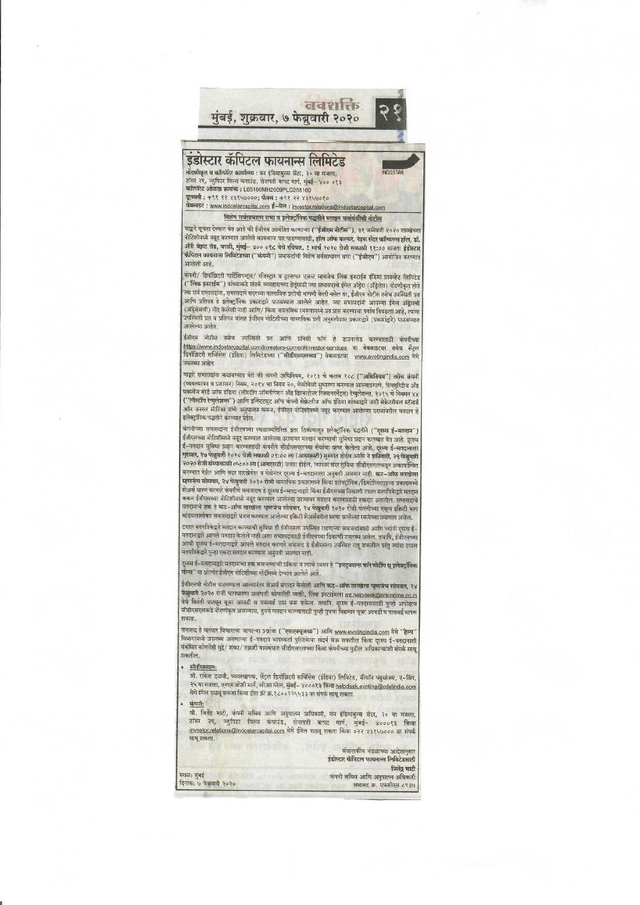नवशक्ति

मुंबई, शुक्रवार, ७ फेब्रुवारी २०२०

# इंडोस्टार कॅपिटल फायनान्स लिमिटेड

**नोंदणीकृत व कॉर्पोरेट कार्यालय :** वन इंडियाबुल्स सेंटर, २० वा मजला, टॉवर २ए, ज्युपिटर मिल्स कंपाउंड, सेनापती बापट मार्ग, मुंबई- ४०० ०१३

**कॉर्पोरेट ओळख क्रमांक :** L65100MH2009PLC268160

**दूरध्वनी :** +९१ २२ ४३१५७०००; **फॅक्स :** +९१ २२ ४३१५७०१०

**वेबसाइट :** www.indostarcapital.com **ई-मेल :** investor.relations@indostarcapital.com

INDOSTAR

## विशेष सर्वसाधारण सभा व इलेक्ट्रॉनिक पद्धतीने मतदान यासंबंधीची नोटीस

याद्वारे सूचना देण्यात येत आहे की ईजीएम आमंत्रित करणाऱ्या ("ईजीएम नोटीस"), ३१ जानेवारी २०२० तारखेच्या नोटीशीमध्ये नमूद करण्यात आलेले कामकाज पार पाडण्यासाठी, **हॉल ऑफ कल्चर, नेहरू सेंटर कॉन्फरन्स हॉल, डॉ. ॲनी बेझंट रोड, वरळी, मुंबई- ४०० ०१८ येथे रविवार, १ मार्च २०२० रोजी सकाळी ११:०० वाजता इंडोस्टार कॅपिटल फायनान्स लिमिटेडच्या ("कंपनी")** सभासदांची विशेष सर्वसाधारण सभा ("ईजीएम") आयोजित करण्यात आलेली आहे.

कंपनी/ डिपॉझिटरी पार्टीसिपन्ट्स/ रजिस्ट्रार व ट्रान्सफर एजन्ट म्हणजेच लिंक इनटाईम इंडिया प्रायव्हेट लिमिटेड ("लिंक इनटाईम") यांच्याकडे संपर्क व्यवहाराच्या हेतूसाठी ज्या सभासदांचे ईमेल ॲड्रेस (ॲड्रेसेस) नोंदणीकृत होते त्या सर्व सभासदांना, सभासदाने सदरच्या वास्तविक प्रतीची मागणी केली नसेल तर, ईजीएम नोटीस तसेच उपस्थिती प्रत आणि प्रतिपत्र हे इलेक्ट्रॉनिक प्रकाराद्वारे पाठवण्यात आलेले आहेत. ज्या सभासदांनी आपल्या ईमेल ॲड्रेसची (ॲड्रेसेसची) नोंद केलेली नाही आणि/ किंवा वास्तविक स्वरूपामध्ये प्रत प्राप्त करण्याचा पर्याय निवडला आहे, त्यांना उपस्थिती प्रत व प्रतिपत्र यांसह ईजीएम नोटीशीच्या वास्तविक प्रती अनुमतीप्राप्त प्रकाराद्वारे (प्रकारांद्वारे) पाठवण्यात आलेल्या आहेत.

ईजीएम नोटीस तसेच उपस्थिती प्रत आणि प्रॉक्सी फॉर्म हे डाउनलोड करण्यासाठी कंपनीच्या https://www.indostarcapital.com/investors-corner#investor-services या वेबसाइटवर तसेच सेंट्रल डिपॉझिटरी सर्व्हिसेस (इंडिया) लिमिटेडच्या ("सीडीएसएलच्या") वेबसाइटवर www.evotingindia.com येथे उपलब्ध आहेत.

याद्वारे सभासदांना कळवण्यात येते की कंपनी अधिनियम, २०१३ चे कलम १०८ ("अधिनियम") तसेच कंपनी (व्यवस्थापन व प्रशासन) नियम, २०१४ चा नियम २०, वेळोवेळी सुधारणा करण्यात आल्याप्रमाणे, सिक्युरिटीज अँड एक्स्चेंज बोर्ड ऑफ इंडिया (लिस्टींग ऑब्लिगेशन अँड डिस्क्लोजर रिक्वायरमेंट्स) रेग्युलेशन्स, २०१५ चे नियमन ४४ ("लिस्टींग रेग्युलेशन्स") आणि इन्स्टिट्यूट ऑफ कंपनी सेक्रेटरीज ऑफ इंडिया यांच्याद्वारे जारी सेक्रेटरीयल स्टॅन्डर्ड ऑन जनरल मीटिंग्स यांचे अनुपालन करून, ईजीएम नोटीशीमध्ये नमूद करण्यात आलेल्या ठरावांवरील मतदान हे इलेक्ट्रॉनिक पद्धतीने करण्यात येईल.

कंपनीच्या सभासदांना ईजीएमच्या स्थळाव्यतिरिक्त इतर ठिकाणाहून इलेक्ट्रॉनिक पद्धतीने ("दूरस्थ ई-मतदान") ईजीएमच्या नोटीशीमध्ये नमूद करण्यात आलेल्या ठरावांवर मतदान करण्याची सुविधा प्रदान करण्यात येत आहे. दूरस्थ ई-मतदान सुविधा प्रदान करण्यासाठी कंपनीने सीडीएसएलच्या सेवांचा वापर केलेला आहे. दूरस्थ ई-मतदानाला **गुरुवार, २७ फेब्रुवारी २०२० रोजी सकाळी ०९:०० ला (आयएसटी)** सुरुवात होईल आणि ते **शनिवारी, २९ फेब्रुवारी २०२० रोजी संध्याकाळी ०५:०० ला (आयएसटी)** समाप्त होईल, त्यानंतर सदर सुविधा सीडीएसएलकडून अकार्यान्वित करण्यात येईल आणि सदर तारखेनंतर व वेळेनंतर दूरस्थ ई-मतदानाला अनुमती असणार नाही. **कट-ऑफ तारखेला म्हणजेच सोमवार, २४ फेब्रुवारी २०२० रोजी** वास्तविक प्रकारामध्ये किंवा इलेक्ट्रॉनिक/डिमटेरियलाइज्ड प्रकारामध्ये शेअर्स धारण करणारे कंपनीचे सभासद्च हे दूरस्थ ई-मतदानाद्वारे किंवा ईजीएमच्या ठिकाणी टपाल मतपत्रिकेद्वारे मतदान करून ईजीएमच्या नोटीशीमध्ये नमूद करण्यात आलेल्या ठरावांवर मतदान करण्यासाठी हक्कदार असतील. सभासदांचे मतदानाचे हक्क हे कट-ऑफ तारखेला म्हणजेच सोमवार, २४ फेब्रुवारी २०२० रोजी कंपनीच्या एकूण इक्विटी भाग भांडवलासोबत सभासदाद्वारे धारण करण्यात आलेल्या इक्विटी शेअर्सवरील भरणा झालेल्या रकमेच्या प्रमाणात असेल.

टपाल मतपत्रिकेद्वारे मतदान करण्याची सुविधा ही ईजीएमला उपस्थित राहणाऱ्या सभासदांसाठी आणि ज्यांनी दूरस्थ ई-मतदानाद्वारे आपले मतदान केलेले नाही अशा सभासदांसाठी ईजीएमच्या ठिकाणी उपलब्ध असेल. तथापि, ईजीएमच्या आधी दूरस्थ ई-मतदानाद्वारे आपले मतदान करणारे सभासद हे ईजीएमला उपस्थित राहू शकतील परंतु त्यांना टपाल मतपत्रिकेद्वारे पुन्हा एकदा मतदान करण्यास अनुमती असणार नाही.

दूरस्थ ई-मतदानाद्वारे मतदानाचा हक्क बजावण्याची प्रक्रिया व त्याचे स्वरूप हे "इन्स्ट्रक्शन्स फॉर व्होटींग थ्रू इलेक्ट्रॉनिक मीन्स" या अंतर्गत ईजीएम नोटीशीमध्ये देण्यात आलेले आहे.

ईजीएमची नोटीस पाठवण्यात आल्यानंतर शेअर्स संपादन केलेली आणि **कट-ऑफ तारखेला म्हणजेच सोमवार, २४ फेब्रुवारी २०२०** रोजी भागधारणा असणारी कोणतीही व्यक्ती, लिंक इनटाईमला rnt.helpdesk@linkintime.co.in येथे विनंती पाठवून यूजर आयडी व पासवर्ड प्राप्त करू शकेल. तथापि, दूरस्थ ई-मतदानासाठी तुम्ही अगोदरच सीडीएसएलकडे नोंदणीकृत असल्यास, तुमचे मतदान करण्यासाठी तुम्ही तुमचा विद्यमान यूजर आयडी व पासवर्ड वापरू शकता.

सभासद हे वारंवार विचारल्या जाणाऱ्या प्रश्नांचा ("एफएक्यूजच्या") आणि www.evotingindia.com येथे "हेल्प" विभागामध्ये उपलब्ध असणाऱ्या ई-मतदान वापरकर्ता पुस्तिकेचा संदर्भ घेऊ शकतील किंवा दूरस्थ ई-मतदानाशी संबंधित कोणतेही मुद्दे/ शंका/ तक्रारी यासंबंधात सीडीएसएलच्या किंवा कंपनीच्या पुढील अधिकाऱ्यांशी संपर्क साधू शकतील.

- **सीडीएसएल:**

  श्री. राकेश दळवी, व्यवस्थापक, सेंट्रल डिपॉझिटरी सर्व्हिसेस (इंडिया) लिमिटेड, मॅरेथॉन फ्युच्युरेक्स, ए-विंग, २५ वा मजला, एनएम जोशी मार्ग, लोअर परेल, मुंबई- ४०००१३ किंवा helpdesk.evoting@cdslindia.com येथे ईमेल पाठवू शकता किंवा टोल फ्री क्र.१८००२२५५३३ वर संपर्क साधू शकता.

- **कंपनी:**

  श्री. जितेंद्र भाटी, कंपनी सचिव आणि अनुपालन अधिकारी, वन इंडियाबुल्स सेंटर, २० वा मजला, टॉवर २ए, ज्युपिटर मिल्स कंपाउंड, सेनापती बापट मार्ग, मुंबई- ४०००१३ किंवा investor.relations@indostarcapital.com येथे ईमेल पाठवू शकता किंवा ०२२ ४३१५७००० वर संपर्क साधू शकता.

संचालकीय मंडळाच्या आदेशानुसार
इंडोस्टार कॅपिटल फायनान्स लिमिटेडसाठी
**जितेंद्र भाटी**
कंपनी सचिव आणि अनुपालन अधिकारी
सभासद क्र. एफसीएस ८९३७

स्थळ: मुंबई
दिनांक: ७ फेब्रुवारी २०२०